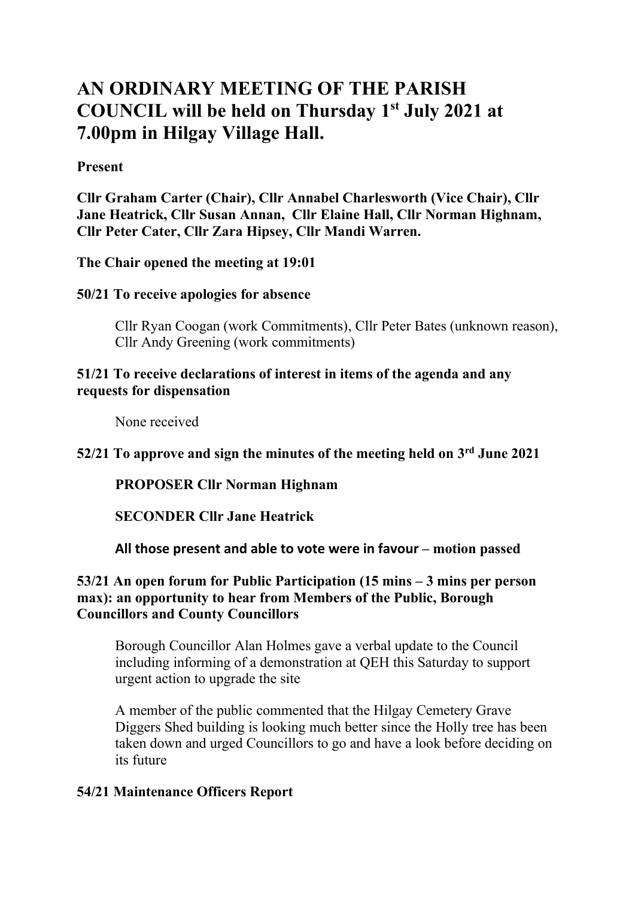# AN ORDINARY MEETING OF THE PARISH COUNCIL will be held on Thursday 1st July 2021 at 7.00pm in Hilgay Village Hall.

**Present**

**Cllr Graham Carter (Chair), Cllr Annabel Charlesworth (Vice Chair), Cllr Jane Heatrick, Cllr Susan Annan, Cllr Elaine Hall, Cllr Norman Highnam, Cllr Peter Cater, Cllr Zara Hipsey, Cllr Mandi Warren.**

**The Chair opened the meeting at 19:01**

**50/21 To receive apologies for absence**

Cllr Ryan Coogan (work Commitments), Cllr Peter Bates (unknown reason), Cllr Andy Greening (work commitments)

**51/21 To receive declarations of interest in items of the agenda and any requests for dispensation**

None received

**52/21 To approve and sign the minutes of the meeting held on 3rd June 2021**

**PROPOSER Cllr Norman Highnam**

**SECONDER Cllr Jane Heatrick**

**All those present and able to vote were in favour – motion passed**

**53/21 An open forum for Public Participation (15 mins – 3 mins per person max): an opportunity to hear from Members of the Public, Borough Councillors and County Councillors**

Borough Councillor Alan Holmes gave a verbal update to the Council including informing of a demonstration at QEH this Saturday to support urgent action to upgrade the site

A member of the public commented that the Hilgay Cemetery Grave Diggers Shed building is looking much better since the Holly tree has been taken down and urged Councillors to go and have a look before deciding on its future

**54/21 Maintenance Officers Report**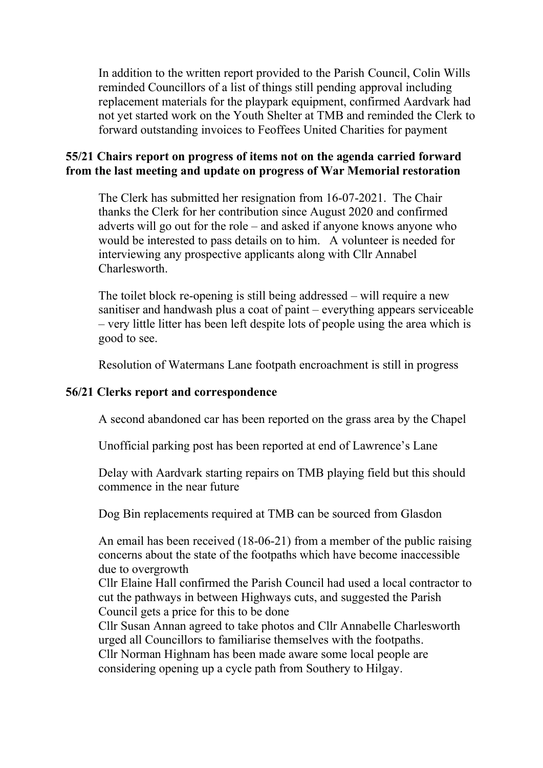In addition to the written report provided to the Parish Council, Colin Wills reminded Councillors of a list of things still pending approval including replacement materials for the playpark equipment, confirmed Aardvark had not yet started work on the Youth Shelter at TMB and reminded the Clerk to forward outstanding invoices to Feoffees United Charities for payment

**55/21 Chairs report on progress of items not on the agenda carried forward from the last meeting and update on progress of War Memorial restoration**

The Clerk has submitted her resignation from 16-07-2021. The Chair thanks the Clerk for her contribution since August 2020 and confirmed adverts will go out for the role – and asked if anyone knows anyone who would be interested to pass details on to him. A volunteer is needed for interviewing any prospective applicants along with Cllr Annabel Charlesworth.

The toilet block re-opening is still being addressed – will require a new sanitiser and handwash plus a coat of paint – everything appears serviceable – very little litter has been left despite lots of people using the area which is good to see.

Resolution of Watermans Lane footpath encroachment is still in progress

**56/21 Clerks report and correspondence**

A second abandoned car has been reported on the grass area by the Chapel

Unofficial parking post has been reported at end of Lawrence's Lane

Delay with Aardvark starting repairs on TMB playing field but this should commence in the near future

Dog Bin replacements required at TMB can be sourced from Glasdon

An email has been received (18-06-21) from a member of the public raising concerns about the state of the footpaths which have become inaccessible due to overgrowth
Cllr Elaine Hall confirmed the Parish Council had used a local contractor to cut the pathways in between Highways cuts, and suggested the Parish Council gets a price for this to be done
Cllr Susan Annan agreed to take photos and Cllr Annabelle Charlesworth urged all Councillors to familiarise themselves with the footpaths.
Cllr Norman Highnam has been made aware some local people are considering opening up a cycle path from Southery to Hilgay.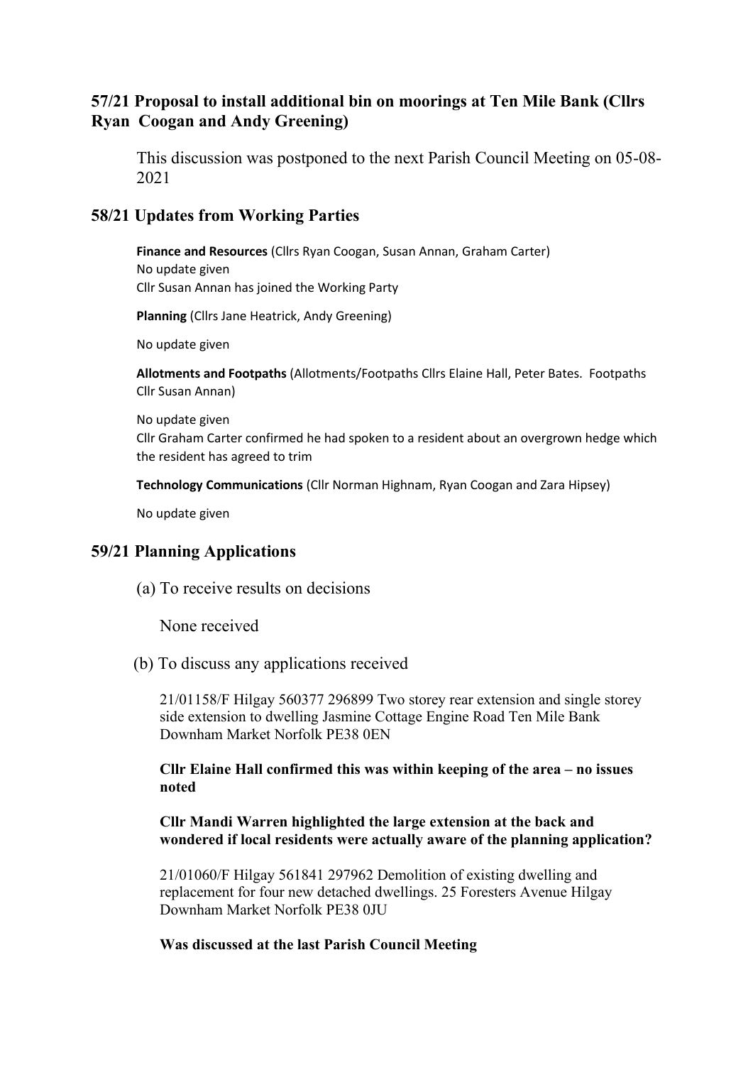## 57/21 Proposal to install additional bin on moorings at Ten Mile Bank (Cllrs Ryan Coogan and Andy Greening)

This discussion was postponed to the next Parish Council Meeting on 05-08-2021

## 58/21 Updates from Working Parties

**Finance and Resources** (Cllrs Ryan Coogan, Susan Annan, Graham Carter)
No update given
Cllr Susan Annan has joined the Working Party

**Planning** (Cllrs Jane Heatrick, Andy Greening)

No update given

**Allotments and Footpaths** (Allotments/Footpaths Cllrs Elaine Hall, Peter Bates. Footpaths Cllr Susan Annan)

No update given
Cllr Graham Carter confirmed he had spoken to a resident about an overgrown hedge which the resident has agreed to trim

**Technology Communications** (Cllr Norman Highnam, Ryan Coogan and Zara Hipsey)

No update given

## 59/21 Planning Applications

(a) To receive results on decisions

None received

(b) To discuss any applications received

21/01158/F Hilgay 560377 296899 Two storey rear extension and single storey side extension to dwelling Jasmine Cottage Engine Road Ten Mile Bank Downham Market Norfolk PE38 0EN

**Cllr Elaine Hall confirmed this was within keeping of the area – no issues noted**

**Cllr Mandi Warren highlighted the large extension at the back and wondered if local residents were actually aware of the planning application?**

21/01060/F Hilgay 561841 297962 Demolition of existing dwelling and replacement for four new detached dwellings. 25 Foresters Avenue Hilgay Downham Market Norfolk PE38 0JU

**Was discussed at the last Parish Council Meeting**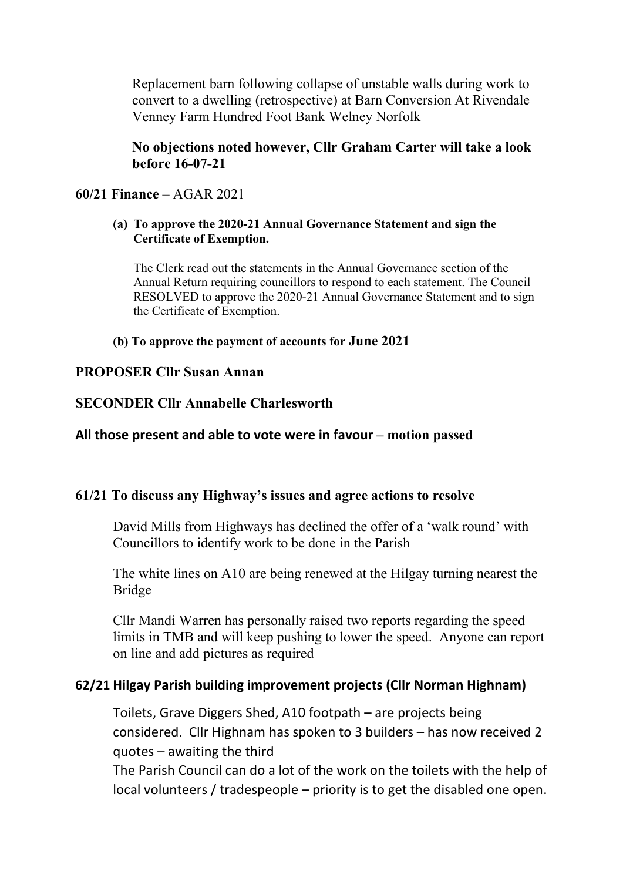Replacement barn following collapse of unstable walls during work to convert to a dwelling (retrospective) at Barn Conversion At Rivendale Venney Farm Hundred Foot Bank Welney Norfolk

**No objections noted however, Cllr Graham Carter will take a look before 16-07-21**

**60/21 Finance** – AGAR 2021

**(a) To approve the 2020-21 Annual Governance Statement and sign the Certificate of Exemption.**

The Clerk read out the statements in the Annual Governance section of the Annual Return requiring councillors to respond to each statement. The Council RESOLVED to approve the 2020-21 Annual Governance Statement and to sign the Certificate of Exemption.

**(b) To approve the payment of accounts for June 2021**

**PROPOSER Cllr Susan Annan**

**SECONDER Cllr Annabelle Charlesworth**

**All those present and able to vote were in favour – motion passed**

**61/21 To discuss any Highway's issues and agree actions to resolve**

David Mills from Highways has declined the offer of a 'walk round' with Councillors to identify work to be done in the Parish

The white lines on A10 are being renewed at the Hilgay turning nearest the Bridge

Cllr Mandi Warren has personally raised two reports regarding the speed limits in TMB and will keep pushing to lower the speed. Anyone can report on line and add pictures as required

**62/21 Hilgay Parish building improvement projects (Cllr Norman Highnam)**

Toilets, Grave Diggers Shed, A10 footpath – are projects being considered. Cllr Highnam has spoken to 3 builders – has now received 2 quotes – awaiting the third

The Parish Council can do a lot of the work on the toilets with the help of local volunteers / tradespeople – priority is to get the disabled one open.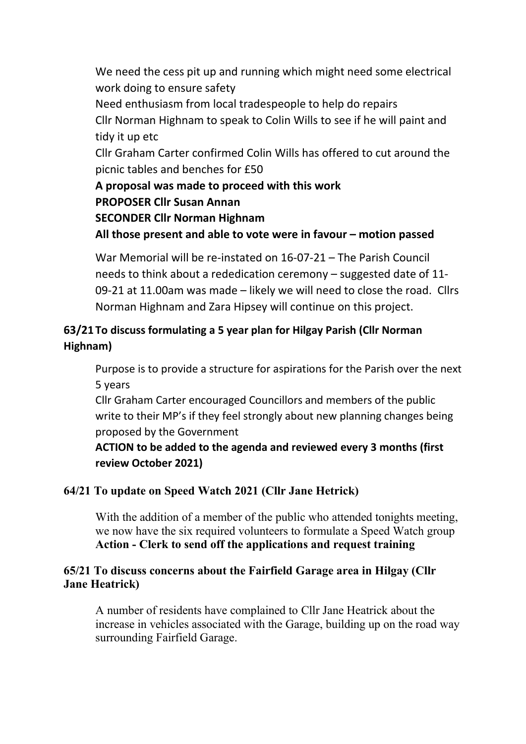We need the cess pit up and running which might need some electrical work doing to ensure safety

Need enthusiasm from local tradespeople to help do repairs

Cllr Norman Highnam to speak to Colin Wills to see if he will paint and tidy it up etc

Cllr Graham Carter confirmed Colin Wills has offered to cut around the picnic tables and benches for £50

**A proposal was made to proceed with this work**

**PROPOSER Cllr Susan Annan**

**SECONDER Cllr Norman Highnam**

**All those present and able to vote were in favour – motion passed**

War Memorial will be re-instated on 16-07-21 – The Parish Council needs to think about a rededication ceremony – suggested date of 11-09-21 at 11.00am was made – likely we will need to close the road. Cllrs Norman Highnam and Zara Hipsey will continue on this project.

**63/21 To discuss formulating a 5 year plan for Hilgay Parish (Cllr Norman Highnam)**

Purpose is to provide a structure for aspirations for the Parish over the next 5 years

Cllr Graham Carter encouraged Councillors and members of the public write to their MP's if they feel strongly about new planning changes being proposed by the Government

**ACTION to be added to the agenda and reviewed every 3 months (first review October 2021)**

**64/21 To update on Speed Watch 2021 (Cllr Jane Hetrick)**

With the addition of a member of the public who attended tonights meeting, we now have the six required volunteers to formulate a Speed Watch group

**Action - Clerk to send off the applications and request training**

**65/21 To discuss concerns about the Fairfield Garage area in Hilgay (Cllr Jane Heatrick)**

A number of residents have complained to Cllr Jane Heatrick about the increase in vehicles associated with the Garage, building up on the road way surrounding Fairfield Garage.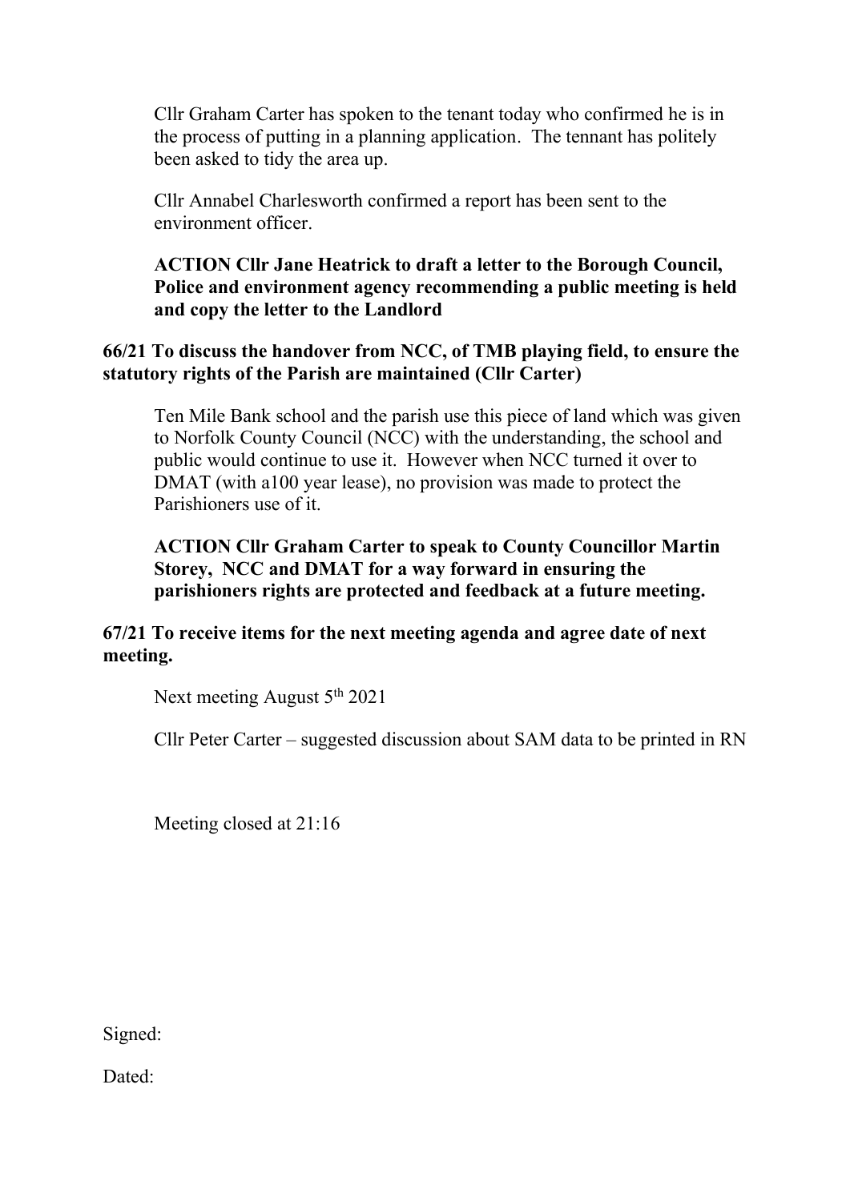Cllr Graham Carter has spoken to the tenant today who confirmed he is in the process of putting in a planning application. The tennant has politely been asked to tidy the area up.

Cllr Annabel Charlesworth confirmed a report has been sent to the environment officer.

**ACTION Cllr Jane Heatrick to draft a letter to the Borough Council, Police and environment agency recommending a public meeting is held and copy the letter to the Landlord**

**66/21 To discuss the handover from NCC, of TMB playing field, to ensure the statutory rights of the Parish are maintained (Cllr Carter)**

Ten Mile Bank school and the parish use this piece of land which was given to Norfolk County Council (NCC) with the understanding, the school and public would continue to use it. However when NCC turned it over to DMAT (with a100 year lease), no provision was made to protect the Parishioners use of it.

**ACTION Cllr Graham Carter to speak to County Councillor Martin Storey, NCC and DMAT for a way forward in ensuring the parishioners rights are protected and feedback at a future meeting.**

**67/21 To receive items for the next meeting agenda and agree date of next meeting.**

Next meeting August 5th 2021

Cllr Peter Carter – suggested discussion about SAM data to be printed in RN

Meeting closed at 21:16

Signed:

Dated: